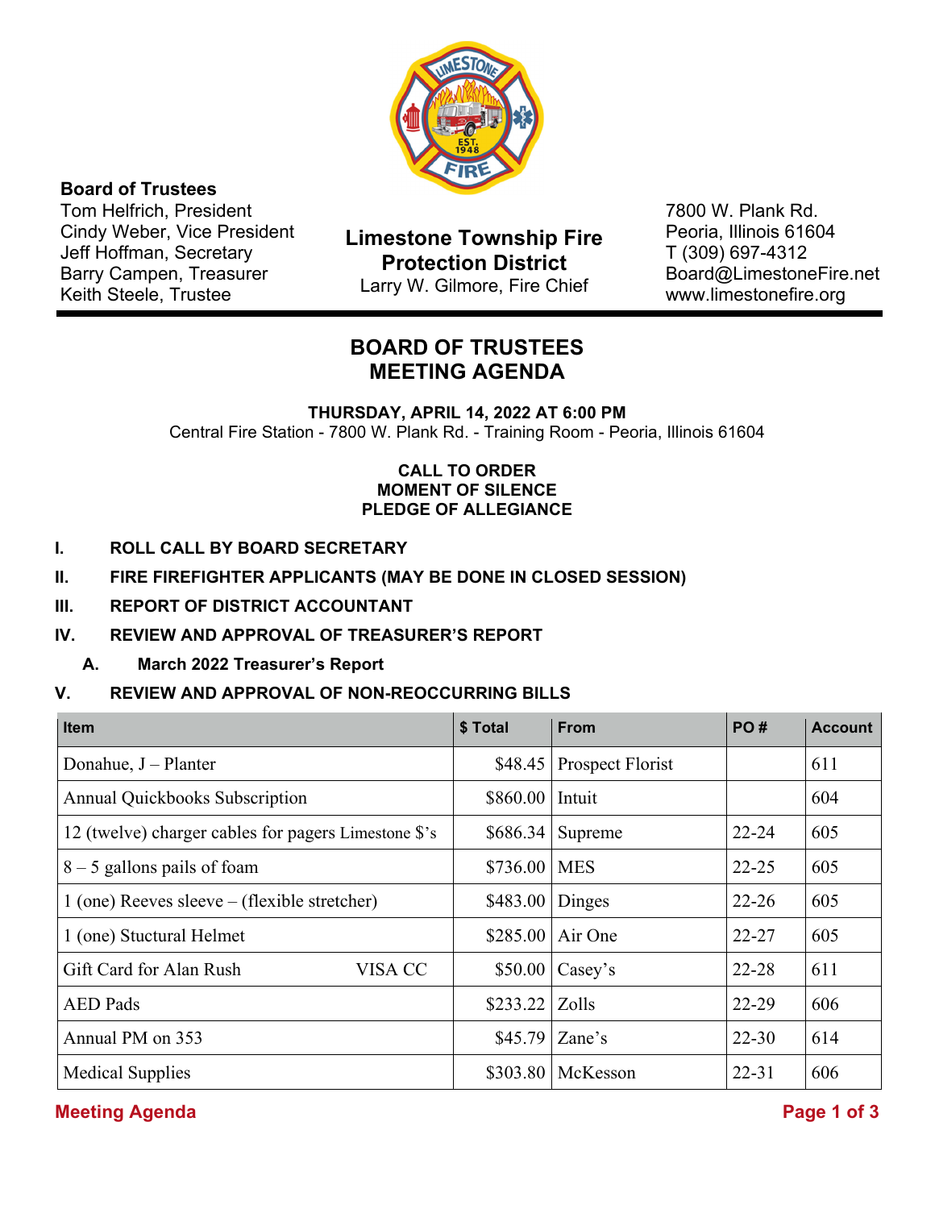**Board of Trustees**
Tom Helfrich, President
Cindy Weber, Vice President
Jeff Hoffman, Secretary
Barry Campen, Treasurer
Keith Steele, Trustee

**Limestone Township Fire Protection District**
Larry W. Gilmore, Fire Chief

7800 W. Plank Rd.
Peoria, Illinois 61604
T (309) 697-4312
Board@LimestoneFire.net
www.limestonefire.org

# BOARD OF TRUSTEES MEETING AGENDA

**THURSDAY, APRIL 14, 2022 AT 6:00 PM**
Central Fire Station - 7800 W. Plank Rd. - Training Room - Peoria, Illinois 61604

**CALL TO ORDER**
**MOMENT OF SILENCE**
**PLEDGE OF ALLEGIANCE**

**I. ROLL CALL BY BOARD SECRETARY**

**II. FIRE FIREFIGHTER APPLICANTS (MAY BE DONE IN CLOSED SESSION)**

**III. REPORT OF DISTRICT ACCOUNTANT**

**IV. REVIEW AND APPROVAL OF TREASURER'S REPORT**

**A. March 2022 Treasurer's Report**

**V. REVIEW AND APPROVAL OF NON-REOCCURRING BILLS**

| Item | $ Total | From | PO # | Account |
|---|---|---|---|---|
| Donahue, J – Planter | $48.45 | Prospect Florist | | 611 |
| Annual Quickbooks Subscription | $860.00 | Intuit | | 604 |
| 12 (twelve) charger cables for pagers Limestone $'s | $686.34 | Supreme | 22-24 | 605 |
| 8 – 5 gallons pails of foam | $736.00 | MES | 22-25 | 605 |
| 1 (one) Reeves sleeve – (flexible stretcher) | $483.00 | Dinges | 22-26 | 605 |
| 1 (one) Stuctural Helmet | $285.00 | Air One | 22-27 | 605 |
| Gift Card for Alan Rush VISA CC | $50.00 | Casey's | 22-28 | 611 |
| AED Pads | $233.22 | Zolls | 22-29 | 606 |
| Annual PM on 353 | $45.79 | Zane's | 22-30 | 614 |
| Medical Supplies | $303.80 | McKesson | 22-31 | 606 |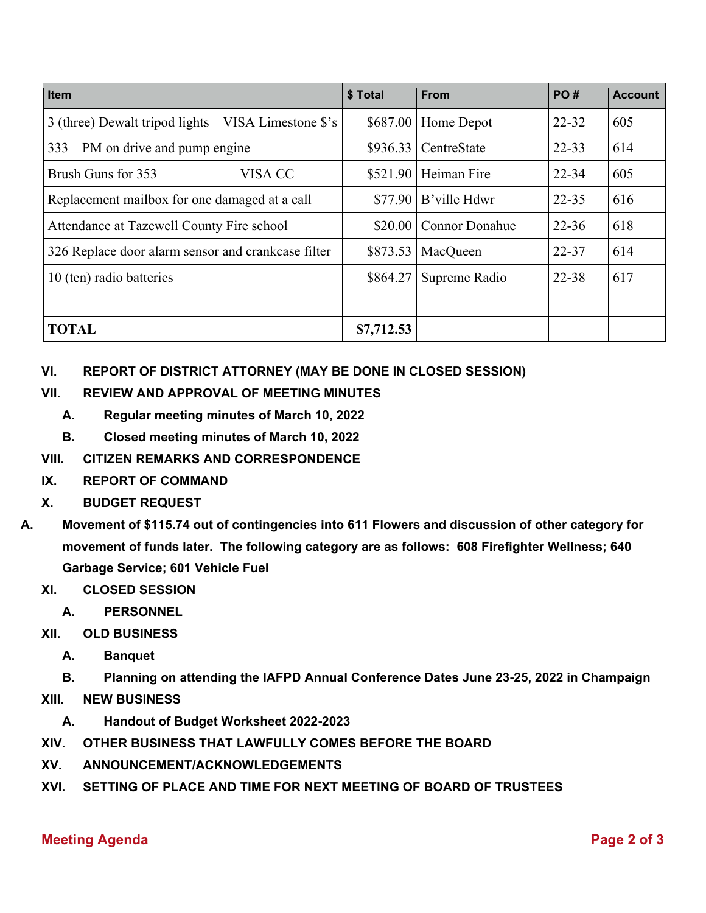| Item | $ Total | From | PO # | Account |
|---|---|---|---|---|
| 3 (three) Dewalt tripod lights VISA Limestone $'s | $687.00 | Home Depot | 22-32 | 605 |
| 333 – PM on drive and pump engine | $936.33 | CentreState | 22-33 | 614 |
| Brush Guns for 353 VISA CC | $521.90 | Heiman Fire | 22-34 | 605 |
| Replacement mailbox for one damaged at a call | $77.90 | B'ville Hdwr | 22-35 | 616 |
| Attendance at Tazewell County Fire school | $20.00 | Connor Donahue | 22-36 | 618 |
| 326 Replace door alarm sensor and crankcase filter | $873.53 | MacQueen | 22-37 | 614 |
| 10 (ten) radio batteries | $864.27 | Supreme Radio | 22-38 | 617 |
| | | | | |
| **TOTAL** | **$7,712.53** | | | |

**VI. REPORT OF DISTRICT ATTORNEY (MAY BE DONE IN CLOSED SESSION)**

**VII. REVIEW AND APPROVAL OF MEETING MINUTES**

- **A. Regular meeting minutes of March 10, 2022**
- **B. Closed meeting minutes of March 10, 2022**

**VIII. CITIZEN REMARKS AND CORRESPONDENCE**

**IX. REPORT OF COMMAND**

**X. BUDGET REQUEST**

**A. Movement of $115.74 out of contingencies into 611 Flowers and discussion of other category for movement of funds later. The following category are as follows: 608 Firefighter Wellness; 640 Garbage Service; 601 Vehicle Fuel**

**XI. CLOSED SESSION**

- **A. PERSONNEL**

**XII. OLD BUSINESS**

- **A. Banquet**
- **B. Planning on attending the IAFPD Annual Conference Dates June 23-25, 2022 in Champaign**

**XIII. NEW BUSINESS**

- **A. Handout of Budget Worksheet 2022-2023**

**XIV. OTHER BUSINESS THAT LAWFULLY COMES BEFORE THE BOARD**

**XV. ANNOUNCEMENT/ACKNOWLEDGEMENTS**

**XVI. SETTING OF PLACE AND TIME FOR NEXT MEETING OF BOARD OF TRUSTEES**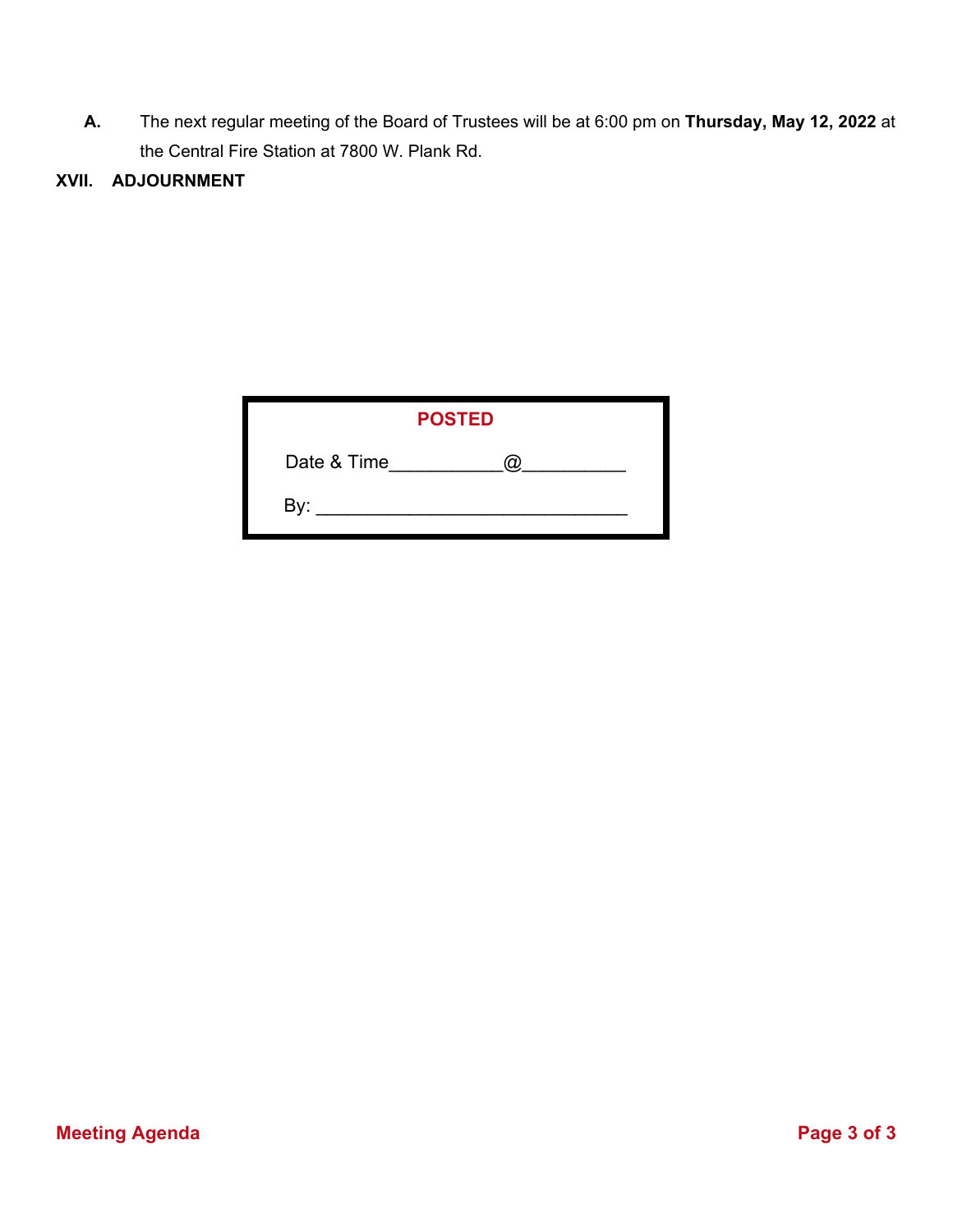**A.** The next regular meeting of the Board of Trustees will be at 6:00 pm on **Thursday, May 12, 2022** at the Central Fire Station at 7800 W. Plank Rd.

**XVII. ADJOURNMENT**

**POSTED**

Date & Time__________@_________

By: _____________________________